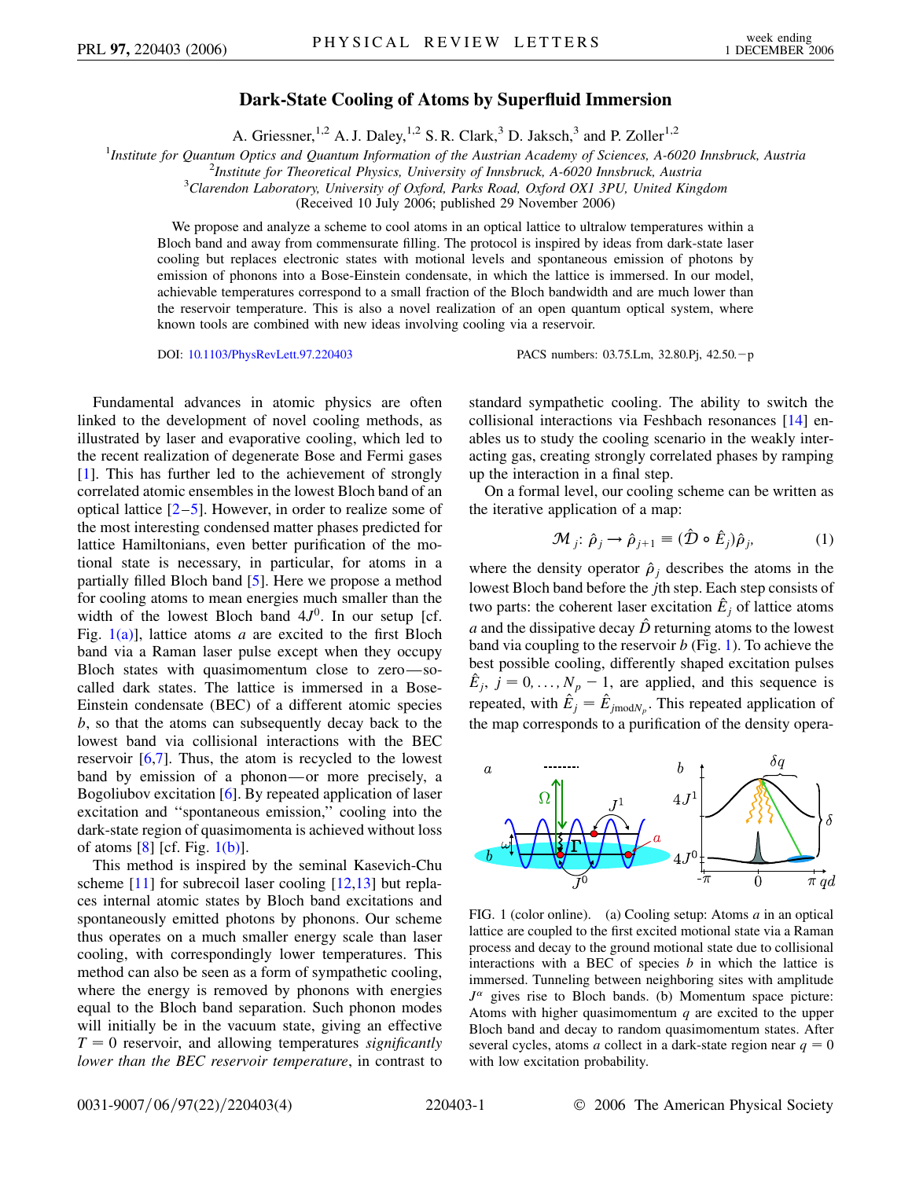# Dark-State Cooling of Atoms by Superfluid Immersion

A. Griessner,[1,2] A. J. Daley,[1,2] S. R. Clark,[3] D. Jaksch,[3] and P. Zoller[1,2]

[1]*Institute for Quantum Optics and Quantum Information of the Austrian Academy of Sciences, A-6020 Innsbruck, Austria*
[2]*Institute for Theoretical Physics, University of Innsbruck, A-6020 Innsbruck, Austria*
[3]*Clarendon Laboratory, University of Oxford, Parks Road, Oxford OX1 3PU, United Kingdom*
(Received 10 July 2006; published 29 November 2006)

We propose and analyze a scheme to cool atoms in an optical lattice to ultralow temperatures within a Bloch band and away from commensurate filling. The protocol is inspired by ideas from dark-state laser cooling but replaces electronic states with motional levels and spontaneous emission of photons by emission of phonons into a Bose-Einstein condensate, in which the lattice is immersed. In our model, achievable temperatures correspond to a small fraction of the Bloch bandwidth and are much lower than the reservoir temperature. This is also a novel realization of an open quantum optical system, where known tools are combined with new ideas involving cooling via a reservoir.

DOI: 10.1103/PhysRevLett.97.220403 PACS numbers: 03.75.Lm, 32.80.Pj, 42.50.−p

Fundamental advances in atomic physics are often linked to the development of novel cooling methods, as illustrated by laser and evaporative cooling, which led to the recent realization of degenerate Bose and Fermi gases [1]. This has further led to the achievement of strongly correlated atomic ensembles in the lowest Bloch band of an optical lattice [2–5]. However, in order to realize some of the most interesting condensed matter phases predicted for lattice Hamiltonians, even better purification of the motional state is necessary, in particular, for atoms in a partially filled Bloch band [5]. Here we propose a method for cooling atoms to mean energies much smaller than the width of the lowest Bloch band $4J^0$. In our setup [cf. Fig. 1(a)], lattice atoms $a$ are excited to the first Bloch band via a Raman laser pulse except when they occupy Bloch states with quasimomentum close to zero—so-called dark states. The lattice is immersed in a Bose-Einstein condensate (BEC) of a different atomic species $b$, so that the atoms can subsequently decay back to the lowest band via collisional interactions with the BEC reservoir [6,7]. Thus, the atom is recycled to the lowest band by emission of a phonon—or more precisely, a Bogoliubov excitation [6]. By repeated application of laser excitation and "spontaneous emission," cooling into the dark-state region of quasimomenta is achieved without loss of atoms [8] [cf. Fig. 1(b)].

This method is inspired by the seminal Kasevich-Chu scheme [11] for subrecoil laser cooling [12,13] but replaces internal atomic states by Bloch band excitations and spontaneously emitted photons by phonons. Our scheme thus operates on a much smaller energy scale than laser cooling, with correspondingly lower temperatures. This method can also be seen as a form of sympathetic cooling, where the energy is removed by phonons with energies equal to the Bloch band separation. Such phonon modes will initially be in the vacuum state, giving an effective $T = 0$ reservoir, and allowing temperatures *significantly lower than the BEC reservoir temperature*, in contrast to standard sympathetic cooling. The ability to switch the collisional interactions via Feshbach resonances [14] enables us to study the cooling scenario in the weakly interacting gas, creating strongly correlated phases by ramping up the interaction in a final step.

On a formal level, our cooling scheme can be written as the iterative application of a map:

$$\mathcal{M}_j\colon \hat{\rho}_j \to \hat{\rho}_{j+1} \equiv (\hat{\mathcal{D}} \circ \hat{E}_j)\hat{\rho}_j, \tag{1}$$

where the density operator $\hat{\rho}_j$ describes the atoms in the lowest Bloch band before the $j$th step. Each step consists of two parts: the coherent laser excitation $\hat{E}_j$ of lattice atoms $a$ and the dissipative decay $\hat{\mathcal{D}}$ returning atoms to the lowest band via coupling to the reservoir $b$ (Fig. 1). To achieve the best possible cooling, differently shaped excitation pulses $\hat{E}_j$, $j = 0, \ldots, N_p - 1$, are applied, and this sequence is repeated, with $\hat{E}_j = \hat{E}_{j \bmod N_p}$. This repeated application of the map corresponds to a purification of the density opera-

FIG. 1 (color online). (a) Cooling setup: Atoms $a$ in an optical lattice are coupled to the first excited motional state via a Raman process and decay to the ground motional state due to collisional interactions with a BEC of species $b$ in which the lattice is immersed. Tunneling between neighboring sites with amplitude $J^\alpha$ gives rise to Bloch bands. (b) Momentum space picture: Atoms with higher quasimomentum $q$ are excited to the upper Bloch band and decay to random quasimomentum states. After several cycles, atoms $a$ collect in a dark-state region near $q = 0$ with low excitation probability.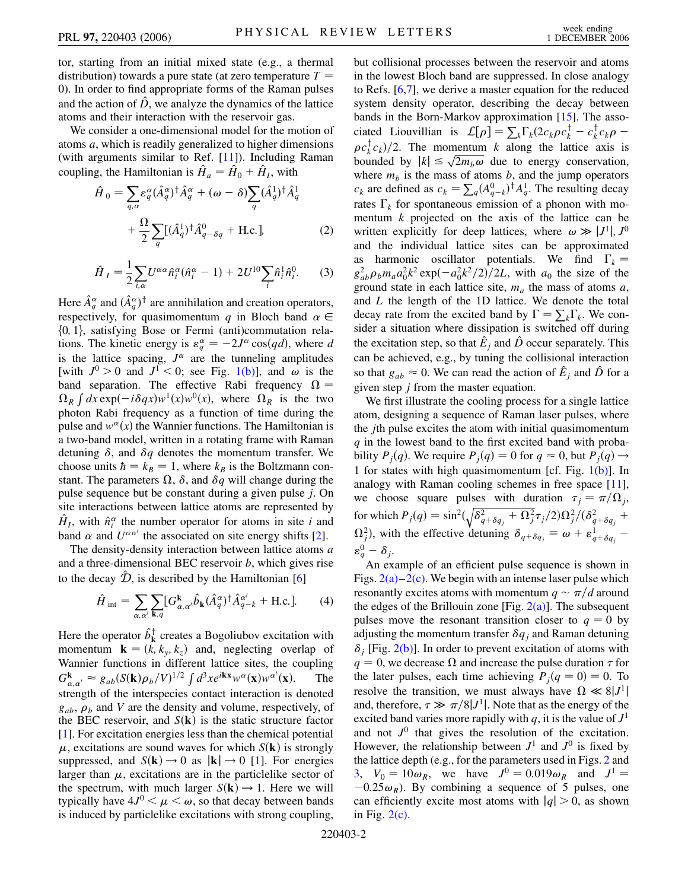tor, starting from an initial mixed state (e.g., a thermal distribution) towards a pure state (at zero temperature $T = 0$). In order to find appropriate forms of the Raman pulses and the action of $\hat{D}$, we analyze the dynamics of the lattice atoms and their interaction with the reservoir gas.

We consider a one-dimensional model for the motion of atoms $a$, which is readily generalized to higher dimensions (with arguments similar to Ref. [11]). Including Raman coupling, the Hamiltonian is $\hat{H}_a = \hat{H}_0 + \hat{H}_I$, with

$$\hat{H}_0 = \sum_{q,\alpha} \varepsilon_q^\alpha (\hat{A}_q^\alpha)^\dagger \hat{A}_q^\alpha + (\omega - \delta) \sum_q (\hat{A}_q^1)^\dagger \hat{A}_q^1 + \frac{\Omega}{2} \sum_q [(\hat{A}_q^1)^\dagger \hat{A}_{q-\delta q}^0 + \text{H.c.}], \tag{2}$$

$$\hat{H}_I = \frac{1}{2} \sum_{i,\alpha} U^{\alpha\alpha} \hat{n}_i^\alpha (\hat{n}_i^\alpha - 1) + 2U^{10} \sum_i \hat{n}_i^1 \hat{n}_i^0. \tag{3}$$

Here $\hat{A}_q^\alpha$ and $(\hat{A}_q^\alpha)^\dagger$ are annihilation and creation operators, respectively, for quasimomentum $q$ in Bloch band $\alpha \in \{0, 1\}$, satisfying Bose or Fermi (anti)commutation relations. The kinetic energy is $\varepsilon_q^\alpha = -2J^\alpha \cos(qd)$, where $d$ is the lattice spacing, $J^\alpha$ are the tunneling amplitudes [with $J^0 > 0$ and $J^1 < 0$; see Fig. 1(b)], and $\omega$ is the band separation. The effective Rabi frequency $\Omega = \Omega_R \int dx \exp(-i\delta q x) w^1(x) w^0(x)$, where $\Omega_R$ is the two photon Rabi frequency as a function of time during the pulse and $w^\alpha(x)$ the Wannier functions. The Hamiltonian is a two-band model, written in a rotating frame with Raman detuning $\delta$, and $\delta q$ denotes the momentum transfer. We choose units $\hbar = k_B = 1$, where $k_B$ is the Boltzmann constant. The parameters $\Omega$, $\delta$, and $\delta q$ will change during the pulse sequence but be constant during a given pulse $j$. On site interactions between lattice atoms are represented by $\hat{H}_I$, with $\hat{n}_i^\alpha$ the number operator for atoms in site $i$ and band $\alpha$ and $U^{\alpha\alpha'}$ the associated on site energy shifts [2].

The density-density interaction between lattice atoms $a$ and a three-dimensional BEC reservoir $b$, which gives rise to the decay $\hat{\mathcal{D}}$, is described by the Hamiltonian [6]

$$\hat{H}_{\text{int}} = \sum_{\alpha,\alpha'} \sum_{\mathbf{k},q} [G_{\alpha,\alpha'}^{\mathbf{k}} \hat{b}_{\mathbf{k}} (\hat{A}_q^\alpha)^\dagger \hat{A}_{q-k}^{\alpha'} + \text{H.c.}]. \tag{4}$$

Here the operator $\hat{b}_{\mathbf{k}}^\dagger$ creates a Bogoliubov excitation with momentum $\mathbf{k} = (k, k_y, k_z)$ and, neglecting overlap of Wannier functions in different lattice sites, the coupling $G_{\alpha,\alpha'}^{\mathbf{k}} \approx g_{ab}(S(\mathbf{k})\rho_b/V)^{1/2} \int d^3x e^{i\mathbf{k}\mathbf{x}} w^\alpha(\mathbf{x}) w^{\alpha'}(\mathbf{x})$. The strength of the interspecies contact interaction is denoted $g_{ab}$, $\rho_b$ and $V$ are the density and volume, respectively, of the BEC reservoir, and $S(\mathbf{k})$ is the static structure factor [1]. For excitation energies less than the chemical potential $\mu$, excitations are sound waves for which $S(\mathbf{k})$ is strongly suppressed, and $S(\mathbf{k}) \to 0$ as $|\mathbf{k}| \to 0$ [1]. For energies larger than $\mu$, excitations are in the particlelike sector of the spectrum, with much larger $S(\mathbf{k}) \to 1$. Here we will typically have $4J^0 < \mu < \omega$, so that decay between bands is induced by particlelike excitations with strong coupling, but collisional processes between the reservoir and atoms in the lowest Bloch band are suppressed. In close analogy to Refs. [6,7], we derive a master equation for the reduced system density operator, describing the decay between bands in the Born-Markov approximation [15]. The associated Liouvillian is $\mathcal{L}[\rho] = \sum_k \Gamma_k (2c_k \rho c_k^\dagger - c_k^\dagger c_k \rho - \rho c_k^\dagger c_k)/2$. The momentum $k$ along the lattice axis is bounded by $|k| \leq \sqrt{2m_b \omega}$ due to energy conservation, where $m_b$ is the mass of atoms $b$, and the jump operators $c_k$ are defined as $c_k = \sum_q (A_{q-k}^0)^\dagger A_q^1$. The resulting decay rates $\Gamma_k$ for spontaneous emission of a phonon with momentum $k$ projected on the axis of the lattice can be written explicitly for deep lattices, where $\omega \gg |J^1|, J^0$ and the individual lattice sites can be approximated as harmonic oscillator potentials. We find $\Gamma_k = g_{ab}^2 \rho_b m_a a_0^2 k^2 \exp(-a_0^2 k^2/2)/2L$, with $a_0$ the size of the ground state in each lattice site, $m_a$ the mass of atoms $a$, and $L$ the length of the 1D lattice. We denote the total decay rate from the excited band by $\Gamma = \sum_k \Gamma_k$. We consider a situation where dissipation is switched off during the excitation step, so that $\hat{E}_j$ and $\hat{D}$ occur separately. This can be achieved, e.g., by tuning the collisional interaction so that $g_{ab} \approx 0$. We can read the action of $\hat{E}_j$ and $\hat{D}$ for a given step $j$ from the master equation.

We first illustrate the cooling process for a single lattice atom, designing a sequence of Raman laser pulses, where the $j$th pulse excites the atom with initial quasimomentum $q$ in the lowest band to the first excited band with probability $P_j(q)$. We require $P_j(q) = 0$ for $q \approx 0$, but $P_j(q) \to 1$ for states with high quasimomentum [cf. Fig. 1(b)]. In analogy with Raman cooling schemes in free space [11], we choose square pulses with duration $\tau_j = \pi/\Omega_j$, for which $P_j(q) = \sin^2(\sqrt{\delta_{q+\delta q_j}^2 + \Omega_j^2}\tau_j/2)\Omega_j^2/(\delta_{q+\delta q_j}^2 + \Omega_j^2)$, with the effective detuning $\delta_{q+\delta q_j} \equiv \omega + \varepsilon_{q+\delta q_j}^1 - \varepsilon_q^0 - \delta_j$.

An example of an efficient pulse sequence is shown in Figs. 2(a)–2(c). We begin with an intense laser pulse which resonantly excites atoms with momentum $q \sim \pi/d$ around the edges of the Brillouin zone [Fig. 2(a)]. The subsequent pulses move the resonant transition closer to $q = 0$ by adjusting the momentum transfer $\delta q_j$ and Raman detuning $\delta_j$ [Fig. 2(b)]. In order to prevent excitation of atoms with $q = 0$, we decrease $\Omega$ and increase the pulse duration $\tau$ for the later pulses, each time achieving $P_j(q = 0) = 0$. To resolve the transition, we must always have $\Omega \ll 8|J^1|$ and, therefore, $\tau \gg \pi/8|J^1|$. Note that as the energy of the excited band varies more rapidly with $q$, it is the value of $J^1$ and not $J^0$ that gives the resolution of the excitation. However, the relationship between $J^1$ and $J^0$ is fixed by the lattice depth (e.g., for the parameters used in Figs. 2 and 3, $V_0 = 10\omega_R$, we have $J^0 = 0.019\omega_R$ and $J^1 = -0.25\omega_R$). By combining a sequence of 5 pulses, one can efficiently excite most atoms with $|q| > 0$, as shown in Fig. 2(c).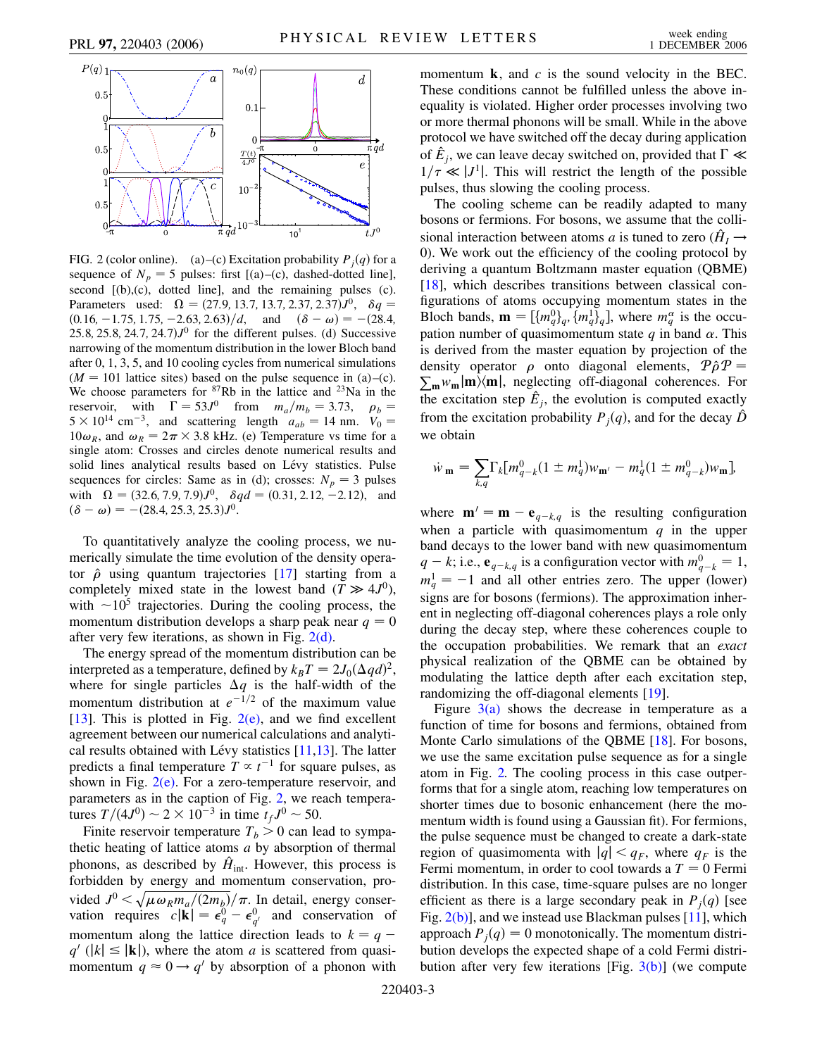FIG. 2 (color online). (a)–(c) Excitation probability $P_j(q)$ for a sequence of $N_p = 5$ pulses: first [(a)–(c), dashed-dotted line], second [(b),(c), dotted line], and the remaining pulses (c). Parameters used: $\Omega = (27.9, 13.7, 13.7, 2.37, 2.37)J^0$, $\delta q = (0.16, -1.75, 1.75, -2.63, 2.63)/d$, and $(\delta - \omega) = -(28.4, 25.8, 25.8, 24.7, 24.7)J^0$ for the different pulses. (d) Successive narrowing of the momentum distribution in the lower Bloch band after 0, 1, 3, 5, and 10 cooling cycles from numerical simulations ($M = 101$ lattice sites) based on the pulse sequence in (a)–(c). We choose parameters for $^{87}$Rb in the lattice and $^{23}$Na in the reservoir, with $\Gamma = 53J^0$ from $m_a/m_b = 3.73$, $\rho_b = 5 \times 10^{14}$ cm$^{-3}$, and scattering length $a_{ab} = 14$ nm. $V_0 = 10\omega_R$, and $\omega_R = 2\pi \times 3.8$ kHz. (e) Temperature vs time for a single atom: Crosses and circles denote numerical results and solid lines analytical results based on Lévy statistics. Pulse sequences for circles: Same as in (d); crosses: $N_p = 3$ pulses with $\Omega = (32.6, 7.9, 7.9)J^0$, $\delta qd = (0.31, 2.12, -2.12)$, and $(\delta - \omega) = -(28.4, 25.3, 25.3)J^0$.

To quantitatively analyze the cooling process, we numerically simulate the time evolution of the density operator $\hat{\rho}$ using quantum trajectories [17] starting from a completely mixed state in the lowest band ($T \gg 4J^0$), with $\sim 10^5$ trajectories. During the cooling process, the momentum distribution develops a sharp peak near $q = 0$ after very few iterations, as shown in Fig. 2(d).

The energy spread of the momentum distribution can be interpreted as a temperature, defined by $k_B T = 2J_0(\Delta qd)^2$, where for single particles $\Delta q$ is the half-width of the momentum distribution at $e^{-1/2}$ of the maximum value [13]. This is plotted in Fig. 2(e), and we find excellent agreement between our numerical calculations and analytical results obtained with Lévy statistics [11,13]. The latter predicts a final temperature $T \propto t^{-1}$ for square pulses, as shown in Fig. 2(e). For a zero-temperature reservoir, and parameters as in the caption of Fig. 2, we reach temperatures $T/(4J^0) \sim 2 \times 10^{-3}$ in time $t_f J^0 \sim 50$.

Finite reservoir temperature $T_b > 0$ can lead to sympathetic heating of lattice atoms $a$ by absorption of thermal phonons, as described by $\hat{H}_{\rm int}$. However, this process is forbidden by energy and momentum conservation, provided $J^0 < \sqrt{\mu \omega_R m_a/(2m_b)}/\pi$. In detail, energy conservation requires $c|\mathbf{k}| = \epsilon_q^0 - \epsilon_{q'}^0$ and conservation of momentum along the lattice direction leads to $k = q - q'$ ($|k| \leq |\mathbf{k}|$), where the atom $a$ is scattered from quasimomentum $q \approx 0 \rightarrow q'$ by absorption of a phonon with momentum $\mathbf{k}$, and $c$ is the sound velocity in the BEC. These conditions cannot be fulfilled unless the above inequality is violated. Higher order processes involving two or more thermal phonons will be small. While in the above protocol we have switched off the decay during application of $\hat{E}_j$, we can leave decay switched on, provided that $\Gamma \ll 1/\tau \ll |J^1|$. This will restrict the length of the possible pulses, thus slowing the cooling process.

The cooling scheme can be readily adapted to many bosons or fermions. For bosons, we assume that the collisional interaction between atoms $a$ is tuned to zero ($\hat{H}_I \rightarrow 0$). We work out the efficiency of the cooling protocol by deriving a quantum Boltzmann master equation (QBME) [18], which describes transitions between classical configurations of atoms occupying momentum states in the Bloch bands, $\mathbf{m} = [\{m_q^0\}_q, \{m_q^1\}_q]$, where $m_q^\alpha$ is the occupation number of quasimomentum state $q$ in band $\alpha$. This is derived from the master equation by projection of the density operator $\rho$ onto diagonal elements, $\mathcal{P}\hat{\rho}\mathcal{P} = \sum_{\mathbf{m}} w_{\mathbf{m}} |\mathbf{m}\rangle\langle\mathbf{m}|$, neglecting off-diagonal coherences. For the excitation step $\hat{E}_j$, the evolution is computed exactly from the excitation probability $P_j(q)$, and for the decay $\hat{D}$ we obtain

$$\dot{w}_{\mathbf{m}} = \sum_{k,q} \Gamma_k [m_{q-k}^0 (1 \pm m_q^1) w_{\mathbf{m}'} - m_q^1 (1 \pm m_{q-k}^0) w_{\mathbf{m}}],$$

where $\mathbf{m}' = \mathbf{m} - \mathbf{e}_{q-k,q}$ is the resulting configuration when a particle with quasimomentum $q$ in the upper band decays to the lower band with new quasimomentum $q - k$; i.e., $\mathbf{e}_{q-k,q}$ is a configuration vector with $m_{q-k}^0 = 1$, $m_q^1 = -1$ and all other entries zero. The upper (lower) signs are for bosons (fermions). The approximation inherent in neglecting off-diagonal coherences plays a role only during the decay step, where these coherences couple to the occupation probabilities. We remark that an *exact* physical realization of the QBME can be obtained by modulating the lattice depth after each excitation step, randomizing the off-diagonal elements [19].

Figure 3(a) shows the decrease in temperature as a function of time for bosons and fermions, obtained from Monte Carlo simulations of the QBME [18]. For bosons, we use the same excitation pulse sequence as for a single atom in Fig. 2. The cooling process in this case outperforms that for a single atom, reaching low temperatures on shorter times due to bosonic enhancement (here the momentum width is found using a Gaussian fit). For fermions, the pulse sequence must be changed to create a dark-state region of quasimomenta with $|q| < q_F$, where $q_F$ is the Fermi momentum, in order to cool towards a $T = 0$ Fermi distribution. In this case, time-square pulses are no longer efficient as there is a large secondary peak in $P_j(q)$ [see Fig. 2(b)], and we instead use Blackman pulses [11], which approach $P_j(q) = 0$ monotonically. The momentum distribution develops the expected shape of a cold Fermi distribution after very few iterations [Fig. 3(b)] (we compute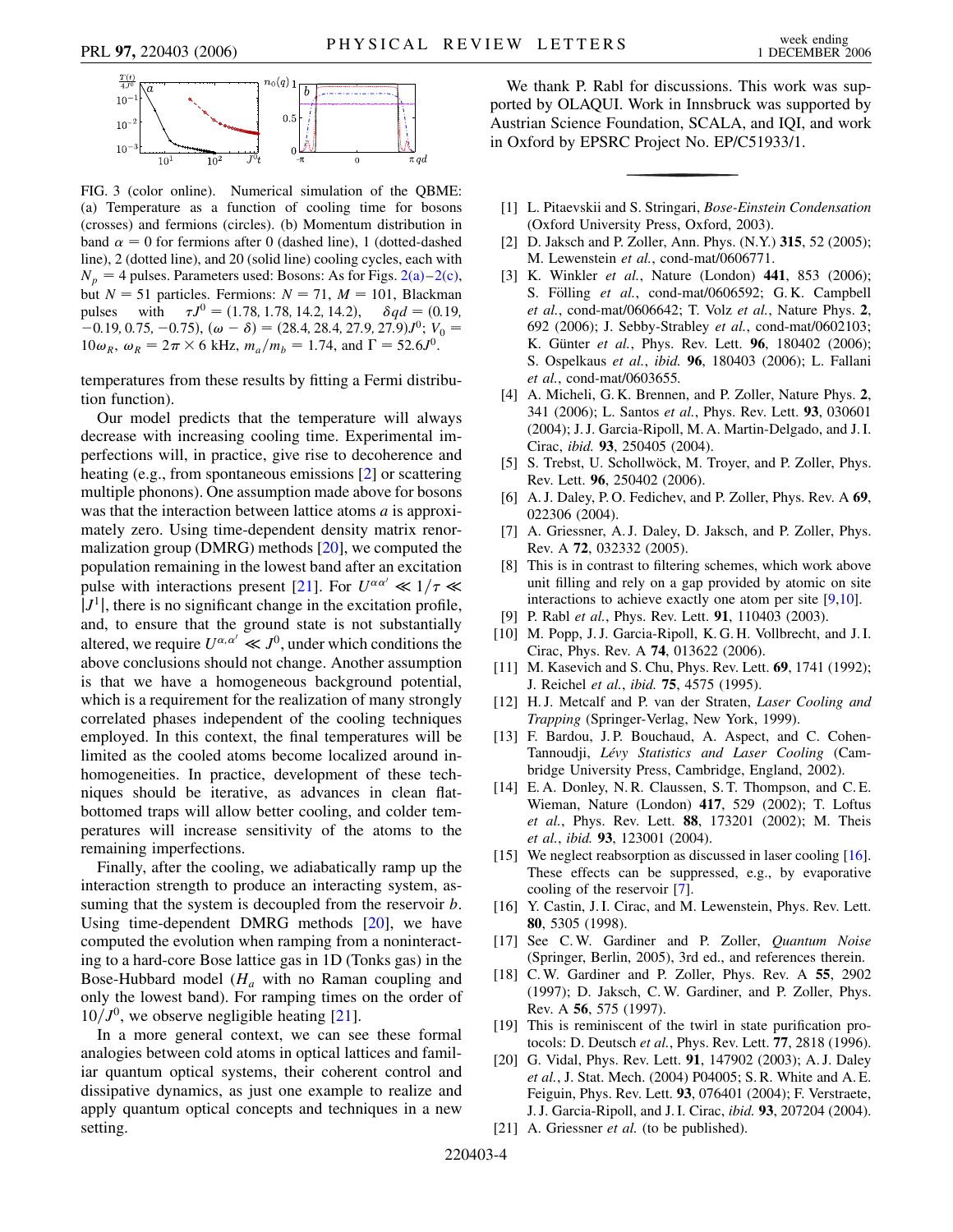$\frac{T(t)}{4J^0}$

a

$10^{-1}$

$10^{-2}$

$10^{-3}$

$10^1$ $10^2$ $J^0 t$

$n_0(q)$ 1

b

0.5

0

$-\pi$ 0 $\pi\, qd$

FIG. 3 (color online). Numerical simulation of the QBME: (a) Temperature as a function of cooling time for bosons (crosses) and fermions (circles). (b) Momentum distribution in band $\alpha = 0$ for fermions after 0 (dashed line), 1 (dotted-dashed line), 2 (dotted line), and 20 (solid line) cooling cycles, each with $N_p = 4$ pulses. Parameters used: Bosons: As for Figs. 2(a)–2(c), but $N = 51$ particles. Fermions: $N = 71$, $M = 101$, Blackman pulses with $\tau J^0 = (1.78, 1.78, 14.2, 14.2)$, $\delta qd = (0.19, -0.19, 0.75, -0.75)$, $(\omega - \delta) = (28.4, 28.4, 27.9, 27.9)J^0$; $V_0 = 10\omega_R$, $\omega_R = 2\pi \times 6$ kHz, $m_a/m_b = 1.74$, and $\Gamma = 52.6J^0$.

temperatures from these results by fitting a Fermi distribution function).

Our model predicts that the temperature will always decrease with increasing cooling time. Experimental imperfections will, in practice, give rise to decoherence and heating (e.g., from spontaneous emissions [2] or scattering multiple phonons). One assumption made above for bosons was that the interaction between lattice atoms $a$ is approximately zero. Using time-dependent density matrix renormalization group (DMRG) methods [20], we computed the population remaining in the lowest band after an excitation pulse with interactions present [21]. For $U^{\alpha\alpha'} \ll 1/\tau \ll |J^1|$, there is no significant change in the excitation profile, and, to ensure that the ground state is not substantially altered, we require $U^{\alpha,\alpha'} \ll J^0$, under which conditions the above conclusions should not change. Another assumption is that we have a homogeneous background potential, which is a requirement for the realization of many strongly correlated phases independent of the cooling techniques employed. In this context, the final temperatures will be limited as the cooled atoms become localized around inhomogeneities. In practice, development of these techniques should be iterative, as advances in clean flat-bottomed traps will allow better cooling, and colder temperatures will increase sensitivity of the atoms to the remaining imperfections.

Finally, after the cooling, we adiabatically ramp up the interaction strength to produce an interacting system, assuming that the system is decoupled from the reservoir $b$. Using time-dependent DMRG methods [20], we have computed the evolution when ramping from a noninteracting to a hard-core Bose lattice gas in 1D (Tonks gas) in the Bose-Hubbard model ($H_a$ with no Raman coupling and only the lowest band). For ramping times on the order of $10/J^0$, we observe negligible heating [21].

In a more general context, we can see these formal analogies between cold atoms in optical lattices and familiar quantum optical systems, their coherent control and dissipative dynamics, as just one example to realize and apply quantum optical concepts and techniques in a new setting.

We thank P. Rabl for discussions. This work was supported by OLAQUI. Work in Innsbruck was supported by Austrian Science Foundation, SCALA, and IQI, and work in Oxford by EPSRC Project No. EP/C51933/1.

---

[1] L. Pitaevskii and S. Stringari, *Bose-Einstein Condensation* (Oxford University Press, Oxford, 2003).

[2] D. Jaksch and P. Zoller, Ann. Phys. (N.Y.) **315**, 52 (2005); M. Lewenstein *et al.*, cond-mat/0606771.

[3] K. Winkler *et al.*, Nature (London) **441**, 853 (2006); S. Fölling *et al.*, cond-mat/0606592; G. K. Campbell *et al.*, cond-mat/0606642; T. Volz *et al.*, Nature Phys. **2**, 692 (2006); J. Sebby-Strabley *et al.*, cond-mat/0602103; K. Günter *et al.*, Phys. Rev. Lett. **96**, 180402 (2006); S. Ospelkaus *et al.*, *ibid.* **96**, 180403 (2006); L. Fallani *et al.*, cond-mat/0603655.

[4] A. Micheli, G. K. Brennen, and P. Zoller, Nature Phys. **2**, 341 (2006); L. Santos *et al.*, Phys. Rev. Lett. **93**, 030601 (2004); J. J. Garcia-Ripoll, M. A. Martin-Delgado, and J. I. Cirac, *ibid.* **93**, 250405 (2004).

[5] S. Trebst, U. Schollwöck, M. Troyer, and P. Zoller, Phys. Rev. Lett. **96**, 250402 (2006).

[6] A. J. Daley, P. O. Fedichev, and P. Zoller, Phys. Rev. A **69**, 022306 (2004).

[7] A. Griessner, A. J. Daley, D. Jaksch, and P. Zoller, Phys. Rev. A **72**, 032332 (2005).

[8] This is in contrast to filtering schemes, which work above unit filling and rely on a gap provided by atomic on site interactions to achieve exactly one atom per site [9,10].

[9] P. Rabl *et al.*, Phys. Rev. Lett. **91**, 110403 (2003).

[10] M. Popp, J. J. Garcia-Ripoll, K. G. H. Vollbrecht, and J. I. Cirac, Phys. Rev. A **74**, 013622 (2006).

[11] M. Kasevich and S. Chu, Phys. Rev. Lett. **69**, 1741 (1992); J. Reichel *et al.*, *ibid.* **75**, 4575 (1995).

[12] H. J. Metcalf and P. van der Straten, *Laser Cooling and Trapping* (Springer-Verlag, New York, 1999).

[13] F. Bardou, J. P. Bouchaud, A. Aspect, and C. Cohen-Tannoudji, *Lévy Statistics and Laser Cooling* (Cambridge University Press, Cambridge, England, 2002).

[14] E. A. Donley, N. R. Claussen, S. T. Thompson, and C. E. Wieman, Nature (London) **417**, 529 (2002); T. Loftus *et al.*, Phys. Rev. Lett. **88**, 173201 (2002); M. Theis *et al.*, *ibid.* **93**, 123001 (2004).

[15] We neglect reabsorption as discussed in laser cooling [16]. These effects can be suppressed, e.g., by evaporative cooling of the reservoir [7].

[16] Y. Castin, J. I. Cirac, and M. Lewenstein, Phys. Rev. Lett. **80**, 5305 (1998).

[17] See C. W. Gardiner and P. Zoller, *Quantum Noise* (Springer, Berlin, 2005), 3rd ed., and references therein.

[18] C. W. Gardiner and P. Zoller, Phys. Rev. A **55**, 2902 (1997); D. Jaksch, C. W. Gardiner, and P. Zoller, Phys. Rev. A **56**, 575 (1997).

[19] This is reminiscent of the twirl in state purification protocols: D. Deutsch *et al.*, Phys. Rev. Lett. **77**, 2818 (1996).

[20] G. Vidal, Phys. Rev. Lett. **91**, 147902 (2003); A. J. Daley *et al.*, J. Stat. Mech. (2004) P04005; S. R. White and A. E. Feiguin, Phys. Rev. Lett. **93**, 076401 (2004); F. Verstraete, J. J. Garcia-Ripoll, and J. I. Cirac, *ibid.* **93**, 207204 (2004).

[21] A. Griessner *et al.* (to be published).